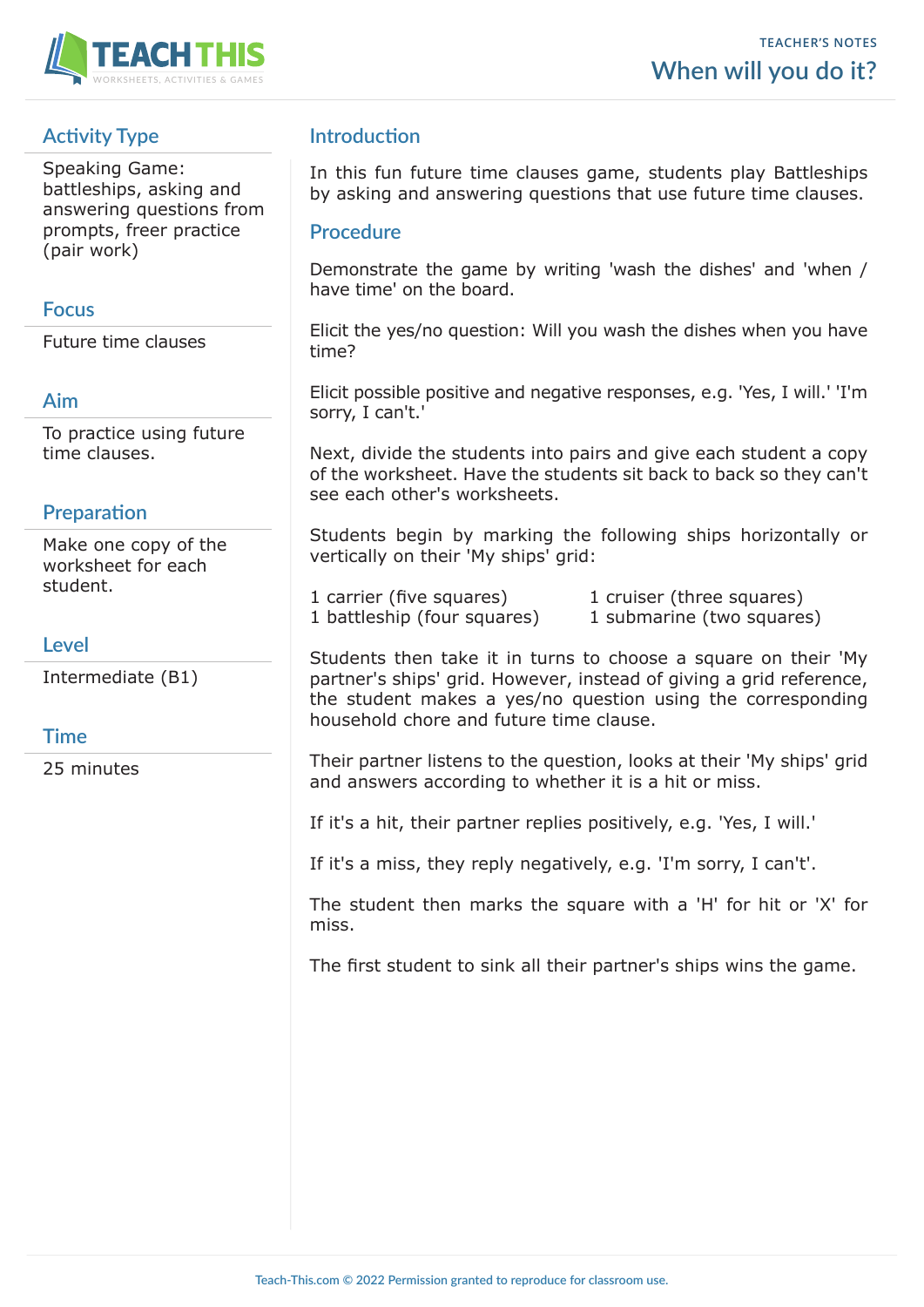TEACHER'S NOTES

# When will you do it?

## Activity Type

Speaking Game: battleships, asking and answering questions from prompts, freer practice (pair work)

## Focus

Future time clauses

## Aim

To practice using future time clauses.

## Preparation

Make one copy of the worksheet for each student.

## Level

Intermediate (B1)

## Time

25 minutes

## Introduction

In this fun future time clauses game, students play Battleships by asking and answering questions that use future time clauses.

## Procedure

Demonstrate the game by writing 'wash the dishes' and 'when / have time' on the board.

Elicit the yes/no question: Will you wash the dishes when you have time?

Elicit possible positive and negative responses, e.g. 'Yes, I will.' 'I'm sorry, I can't.'

Next, divide the students into pairs and give each student a copy of the worksheet. Have the students sit back to back so they can't see each other's worksheets.

Students begin by marking the following ships horizontally or vertically on their 'My ships' grid:

1 carrier (five squares)
1 battleship (four squares)
1 cruiser (three squares)
1 submarine (two squares)

Students then take it in turns to choose a square on their 'My partner's ships' grid. However, instead of giving a grid reference, the student makes a yes/no question using the corresponding household chore and future time clause.

Their partner listens to the question, looks at their 'My ships' grid and answers according to whether it is a hit or miss.

If it's a hit, their partner replies positively, e.g. 'Yes, I will.'

If it's a miss, they reply negatively, e.g. 'I'm sorry, I can't'.

The student then marks the square with a 'H' for hit or 'X' for miss.

The first student to sink all their partner's ships wins the game.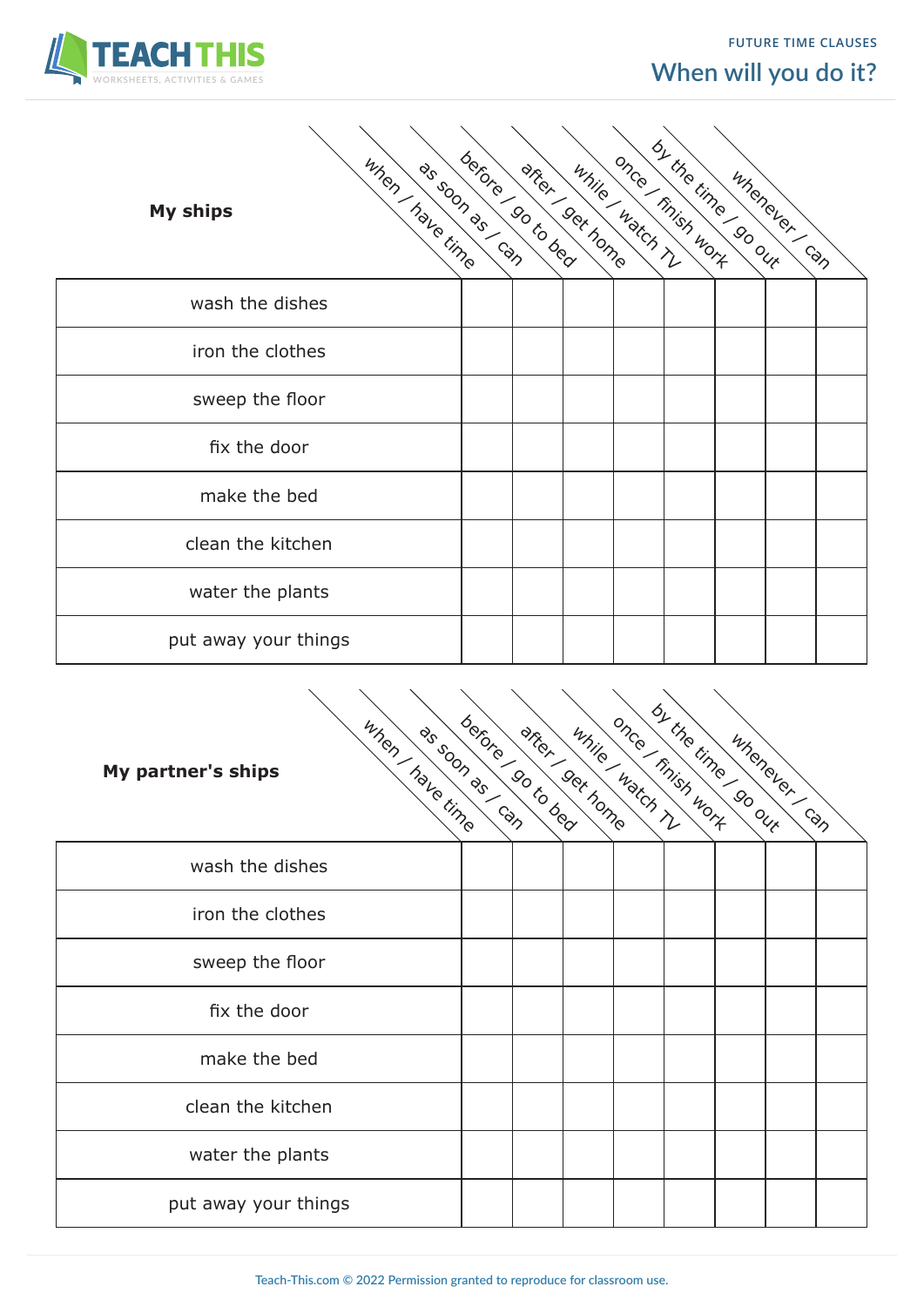FUTURE TIME CLAUSES

# When will you do it?

| My ships | when / have time | as soon as / can | before / go to bed | after / get home | while / watch TV | once / finish work | by the time / go out | whenever / can |
| --- | --- | --- | --- | --- | --- | --- | --- | --- |
| wash the dishes | | | | | | | | |
| iron the clothes | | | | | | | | |
| sweep the floor | | | | | | | | |
| fix the door | | | | | | | | |
| make the bed | | | | | | | | |
| clean the kitchen | | | | | | | | |
| water the plants | | | | | | | | |
| put away your things | | | | | | | | |

| My partner's ships | when / have time | as soon as / can | before / go to bed | after / get home | while / watch TV | once / finish work | by the time / go out | whenever / can |
| --- | --- | --- | --- | --- | --- | --- | --- | --- |
| wash the dishes | | | | | | | | |
| iron the clothes | | | | | | | | |
| sweep the floor | | | | | | | | |
| fix the door | | | | | | | | |
| make the bed | | | | | | | | |
| clean the kitchen | | | | | | | | |
| water the plants | | | | | | | | |
| put away your things | | | | | | | | |